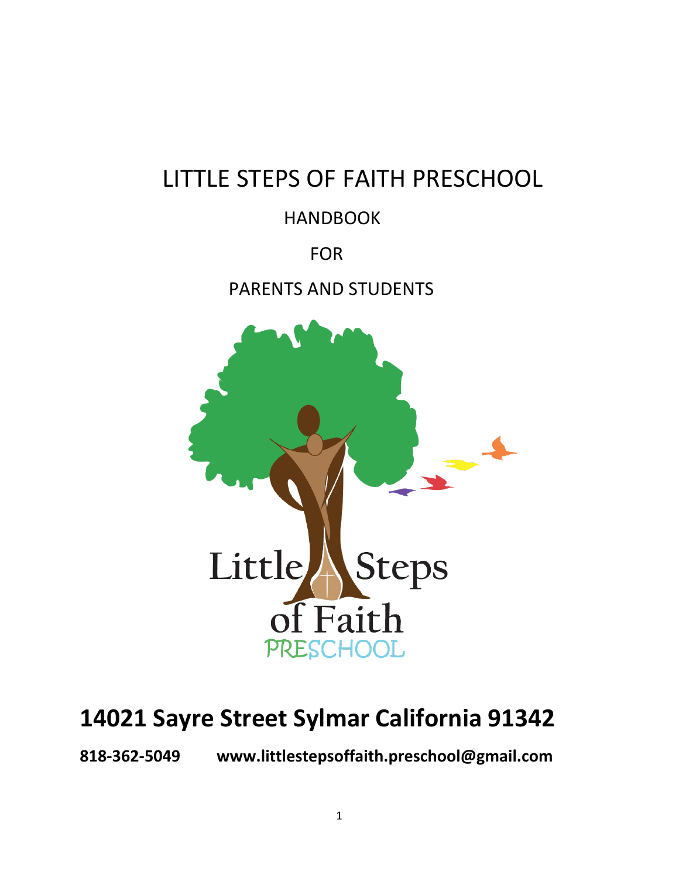# LITTLE STEPS OF FAITH PRESCHOOL

HANDBOOK

FOR

PARENTS AND STUDENTS

Little Steps of Faith PRESCHOOL

## 14021 Sayre Street Sylmar California 91342

**818-362-5049 www.littlestepsoffaith.preschool@gmail.com**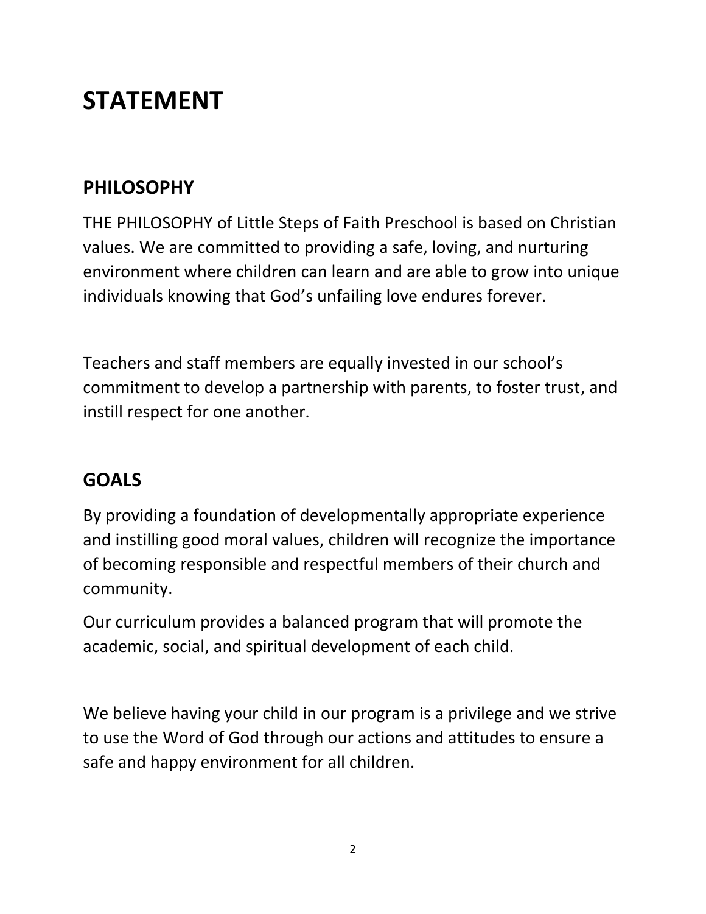# STATEMENT

## PHILOSOPHY

THE PHILOSOPHY of Little Steps of Faith Preschool is based on Christian values. We are committed to providing a safe, loving, and nurturing environment where children can learn and are able to grow into unique individuals knowing that God's unfailing love endures forever.

Teachers and staff members are equally invested in our school's commitment to develop a partnership with parents, to foster trust, and instill respect for one another.

## GOALS

By providing a foundation of developmentally appropriate experience and instilling good moral values, children will recognize the importance of becoming responsible and respectful members of their church and community.

Our curriculum provides a balanced program that will promote the academic, social, and spiritual development of each child.

We believe having your child in our program is a privilege and we strive to use the Word of God through our actions and attitudes to ensure a safe and happy environment for all children.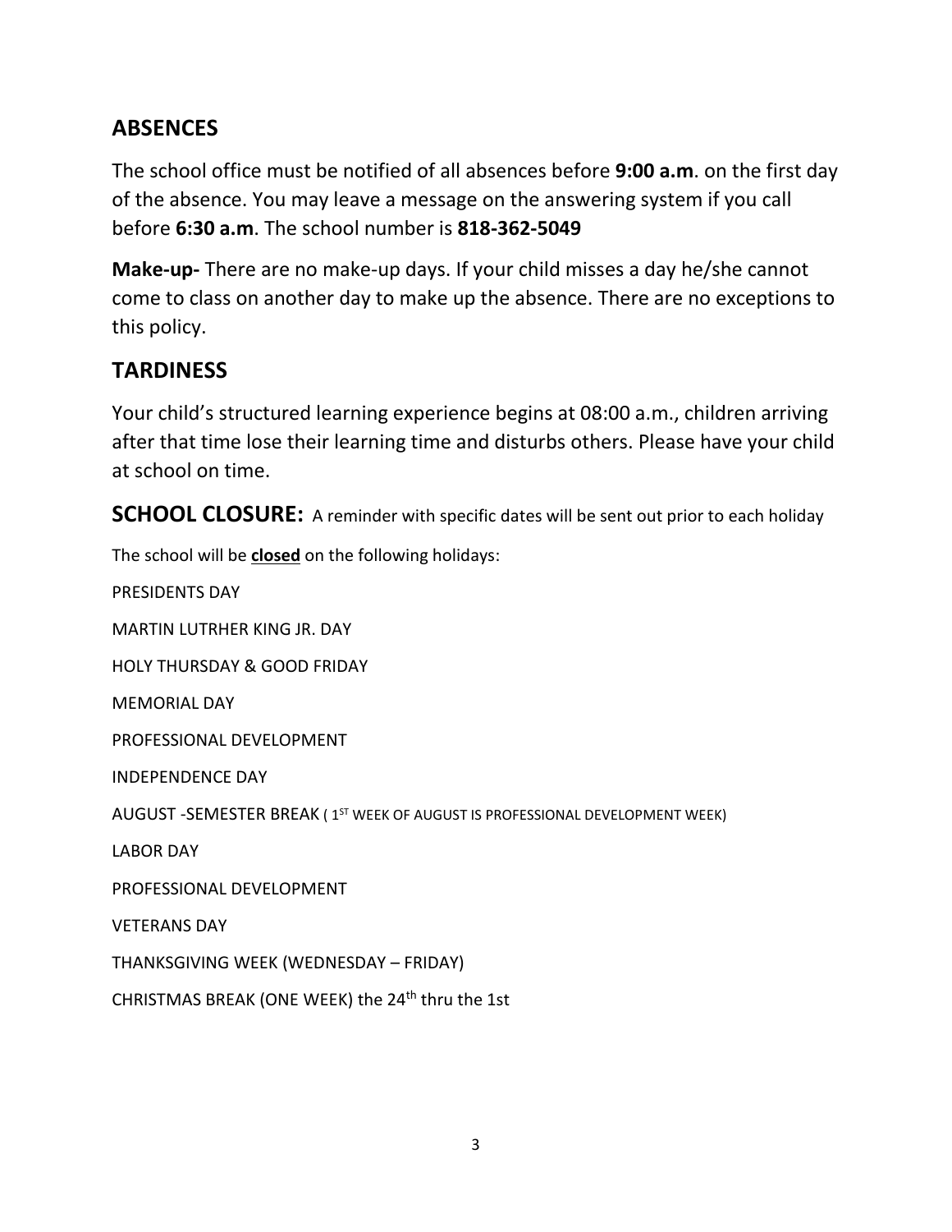## ABSENCES

The school office must be notified of all absences before **9:00 a.m**. on the first day of the absence. You may leave a message on the answering system if you call before **6:30 a.m**. The school number is **818-362-5049**

**Make-up-** There are no make-up days. If your child misses a day he/she cannot come to class on another day to make up the absence. There are no exceptions to this policy.

## TARDINESS

Your child's structured learning experience begins at 08:00 a.m., children arriving after that time lose their learning time and disturbs others. Please have your child at school on time.

## SCHOOL CLOSURE: A reminder with specific dates will be sent out prior to each holiday

The school will be **closed** on the following holidays:

PRESIDENTS DAY

MARTIN LUTRHER KING JR. DAY

HOLY THURSDAY & GOOD FRIDAY

MEMORIAL DAY

PROFESSIONAL DEVELOPMENT

INDEPENDENCE DAY

AUGUST -SEMESTER BREAK ( 1ST WEEK OF AUGUST IS PROFESSIONAL DEVELOPMENT WEEK)

LABOR DAY

PROFESSIONAL DEVELOPMENT

VETERANS DAY

THANKSGIVING WEEK (WEDNESDAY – FRIDAY)

CHRISTMAS BREAK (ONE WEEK) the 24th thru the 1st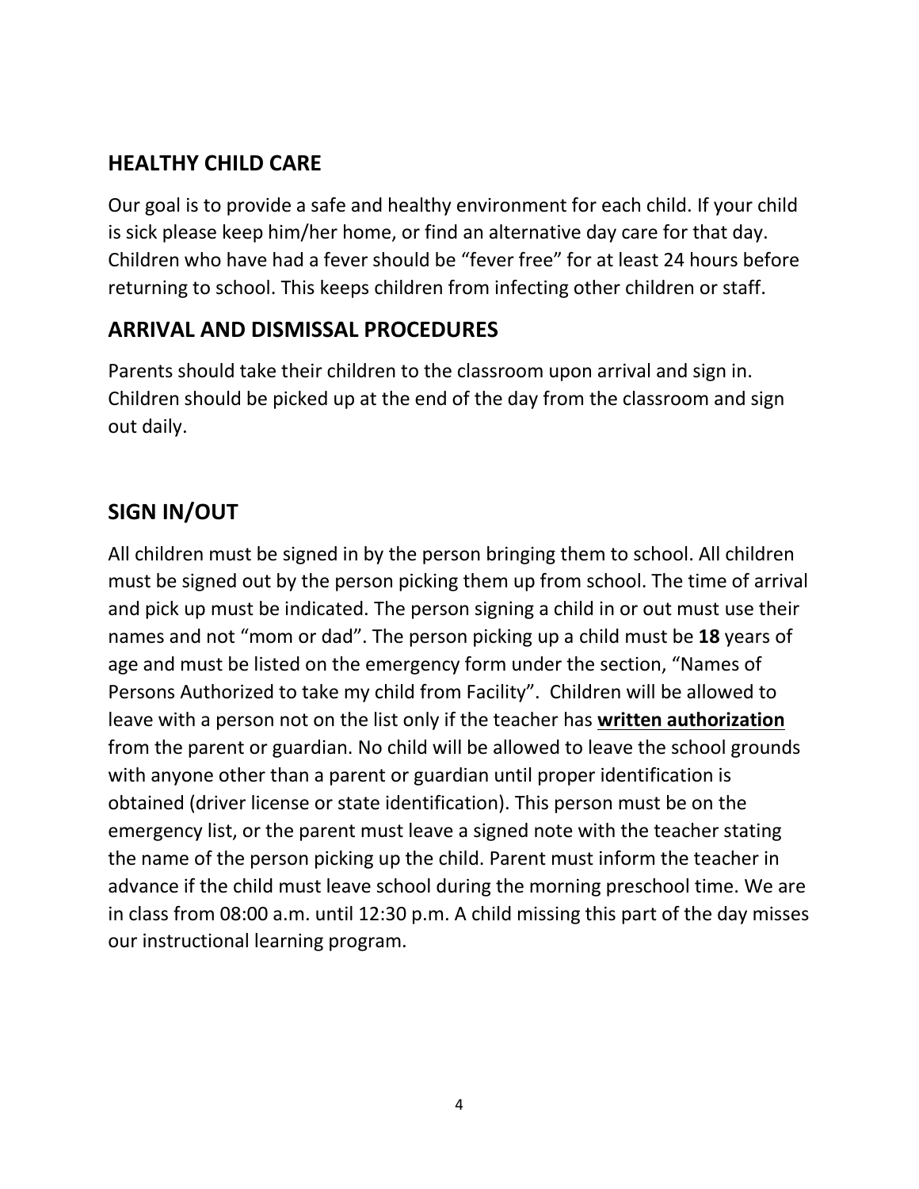## HEALTHY CHILD CARE

Our goal is to provide a safe and healthy environment for each child. If your child is sick please keep him/her home, or find an alternative day care for that day. Children who have had a fever should be "fever free" for at least 24 hours before returning to school. This keeps children from infecting other children or staff.

## ARRIVAL AND DISMISSAL PROCEDURES

Parents should take their children to the classroom upon arrival and sign in. Children should be picked up at the end of the day from the classroom and sign out daily.

## SIGN IN/OUT

All children must be signed in by the person bringing them to school. All children must be signed out by the person picking them up from school. The time of arrival and pick up must be indicated. The person signing a child in or out must use their names and not "mom or dad". The person picking up a child must be **18** years of age and must be listed on the emergency form under the section, "Names of Persons Authorized to take my child from Facility". Children will be allowed to leave with a person not on the list only if the teacher has **written authorization** from the parent or guardian. No child will be allowed to leave the school grounds with anyone other than a parent or guardian until proper identification is obtained (driver license or state identification). This person must be on the emergency list, or the parent must leave a signed note with the teacher stating the name of the person picking up the child. Parent must inform the teacher in advance if the child must leave school during the morning preschool time. We are in class from 08:00 a.m. until 12:30 p.m. A child missing this part of the day misses our instructional learning program.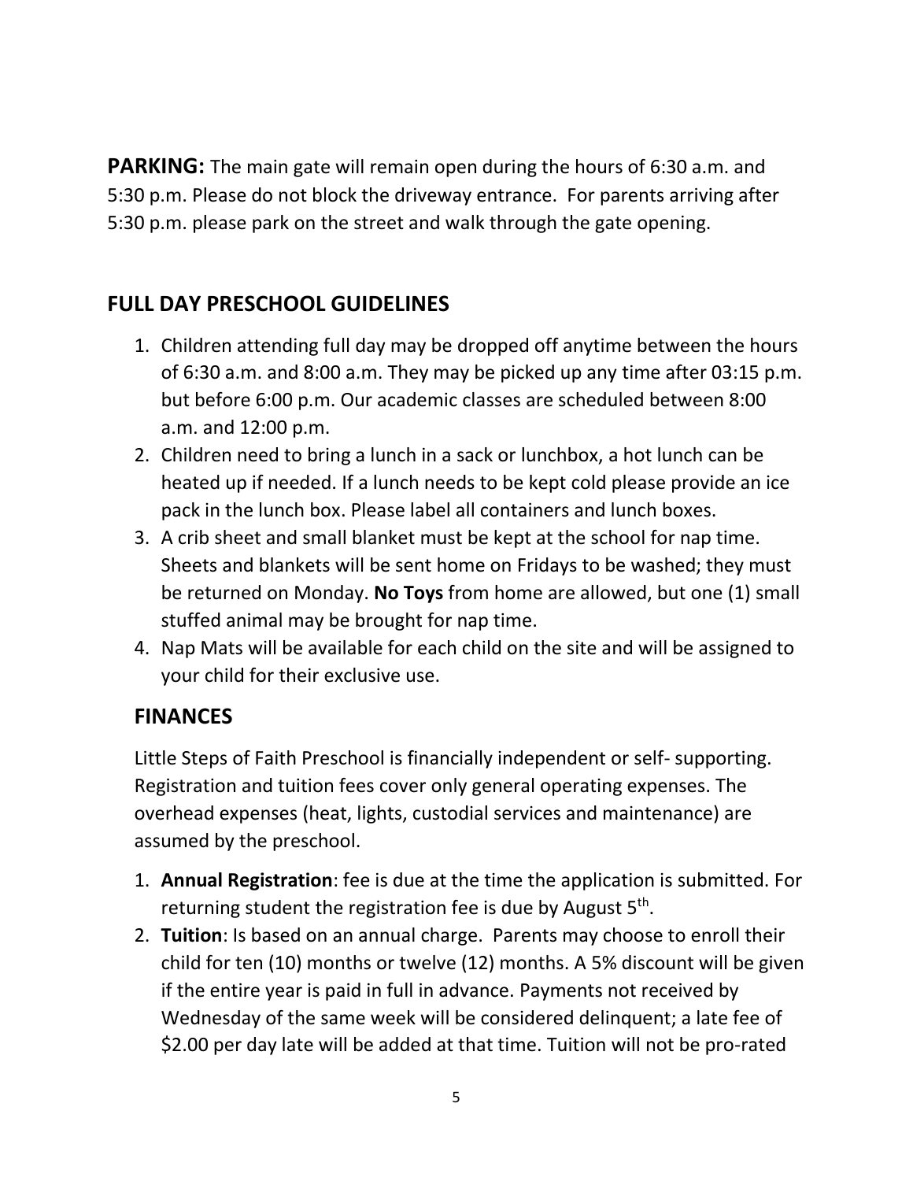**PARKING:** The main gate will remain open during the hours of 6:30 a.m. and 5:30 p.m. Please do not block the driveway entrance. For parents arriving after 5:30 p.m. please park on the street and walk through the gate opening.

## FULL DAY PRESCHOOL GUIDELINES

1. Children attending full day may be dropped off anytime between the hours of 6:30 a.m. and 8:00 a.m. They may be picked up any time after 03:15 p.m. but before 6:00 p.m. Our academic classes are scheduled between 8:00 a.m. and 12:00 p.m.
2. Children need to bring a lunch in a sack or lunchbox, a hot lunch can be heated up if needed. If a lunch needs to be kept cold please provide an ice pack in the lunch box. Please label all containers and lunch boxes.
3. A crib sheet and small blanket must be kept at the school for nap time. Sheets and blankets will be sent home on Fridays to be washed; they must be returned on Monday. **No Toys** from home are allowed, but one (1) small stuffed animal may be brought for nap time.
4. Nap Mats will be available for each child on the site and will be assigned to your child for their exclusive use.

## FINANCES

Little Steps of Faith Preschool is financially independent or self- supporting. Registration and tuition fees cover only general operating expenses. The overhead expenses (heat, lights, custodial services and maintenance) are assumed by the preschool.

1. **Annual Registration**: fee is due at the time the application is submitted. For returning student the registration fee is due by August 5th.
2. **Tuition**: Is based on an annual charge. Parents may choose to enroll their child for ten (10) months or twelve (12) months. A 5% discount will be given if the entire year is paid in full in advance. Payments not received by Wednesday of the same week will be considered delinquent; a late fee of $2.00 per day late will be added at that time. Tuition will not be pro-rated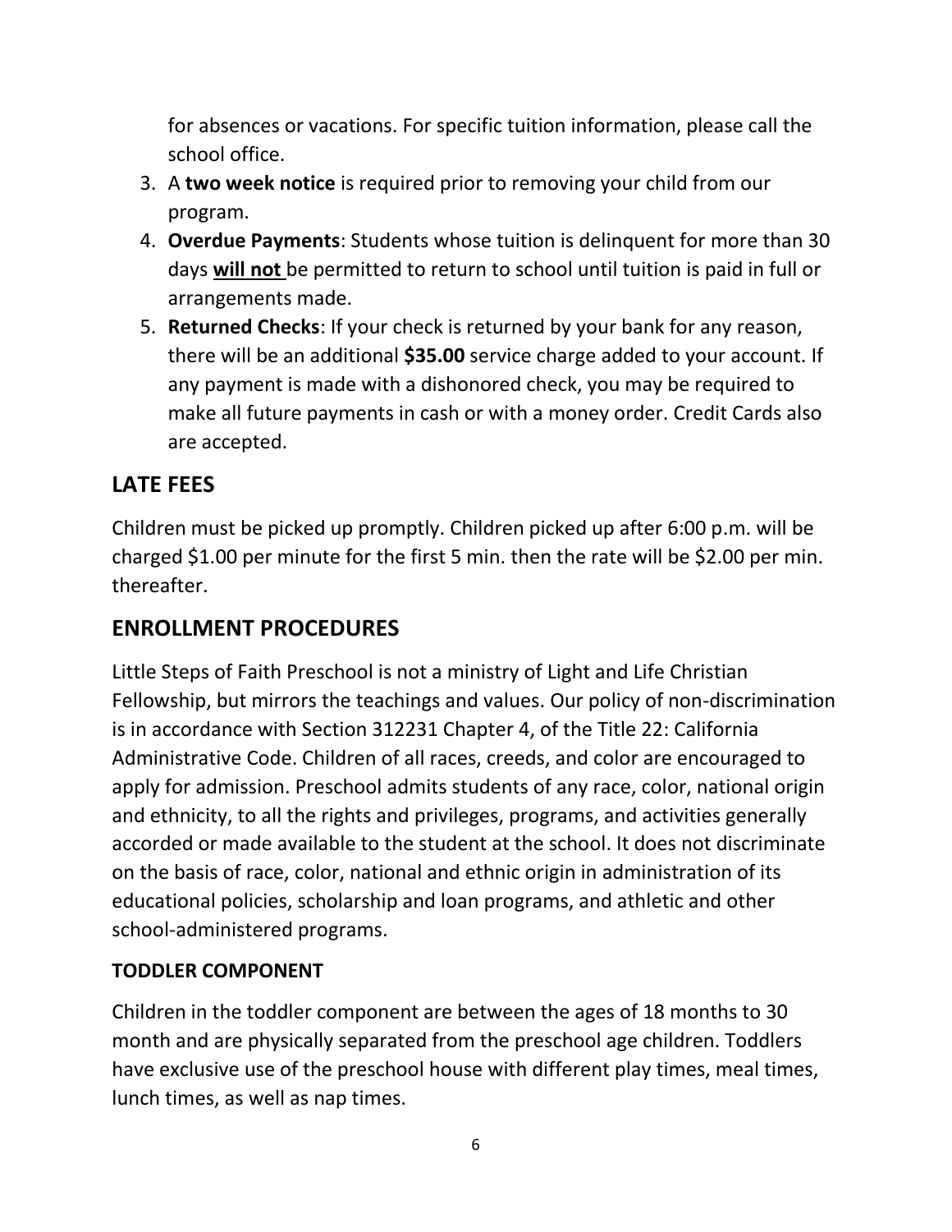for absences or vacations. For specific tuition information, please call the school office.

3. A **two week notice** is required prior to removing your child from our program.
4. **Overdue Payments**: Students whose tuition is delinquent for more than 30 days **will not** be permitted to return to school until tuition is paid in full or arrangements made.
5. **Returned Checks**: If your check is returned by your bank for any reason, there will be an additional **$35.00** service charge added to your account. If any payment is made with a dishonored check, you may be required to make all future payments in cash or with a money order. Credit Cards also are accepted.

## LATE FEES

Children must be picked up promptly. Children picked up after 6:00 p.m. will be charged $1.00 per minute for the first 5 min. then the rate will be $2.00 per min. thereafter.

## ENROLLMENT PROCEDURES

Little Steps of Faith Preschool is not a ministry of Light and Life Christian Fellowship, but mirrors the teachings and values. Our policy of non-discrimination is in accordance with Section 312231 Chapter 4, of the Title 22: California Administrative Code. Children of all races, creeds, and color are encouraged to apply for admission. Preschool admits students of any race, color, national origin and ethnicity, to all the rights and privileges, programs, and activities generally accorded or made available to the student at the school. It does not discriminate on the basis of race, color, national and ethnic origin in administration of its educational policies, scholarship and loan programs, and athletic and other school-administered programs.

### TODDLER COMPONENT

Children in the toddler component are between the ages of 18 months to 30 month and are physically separated from the preschool age children. Toddlers have exclusive use of the preschool house with different play times, meal times, lunch times, as well as nap times.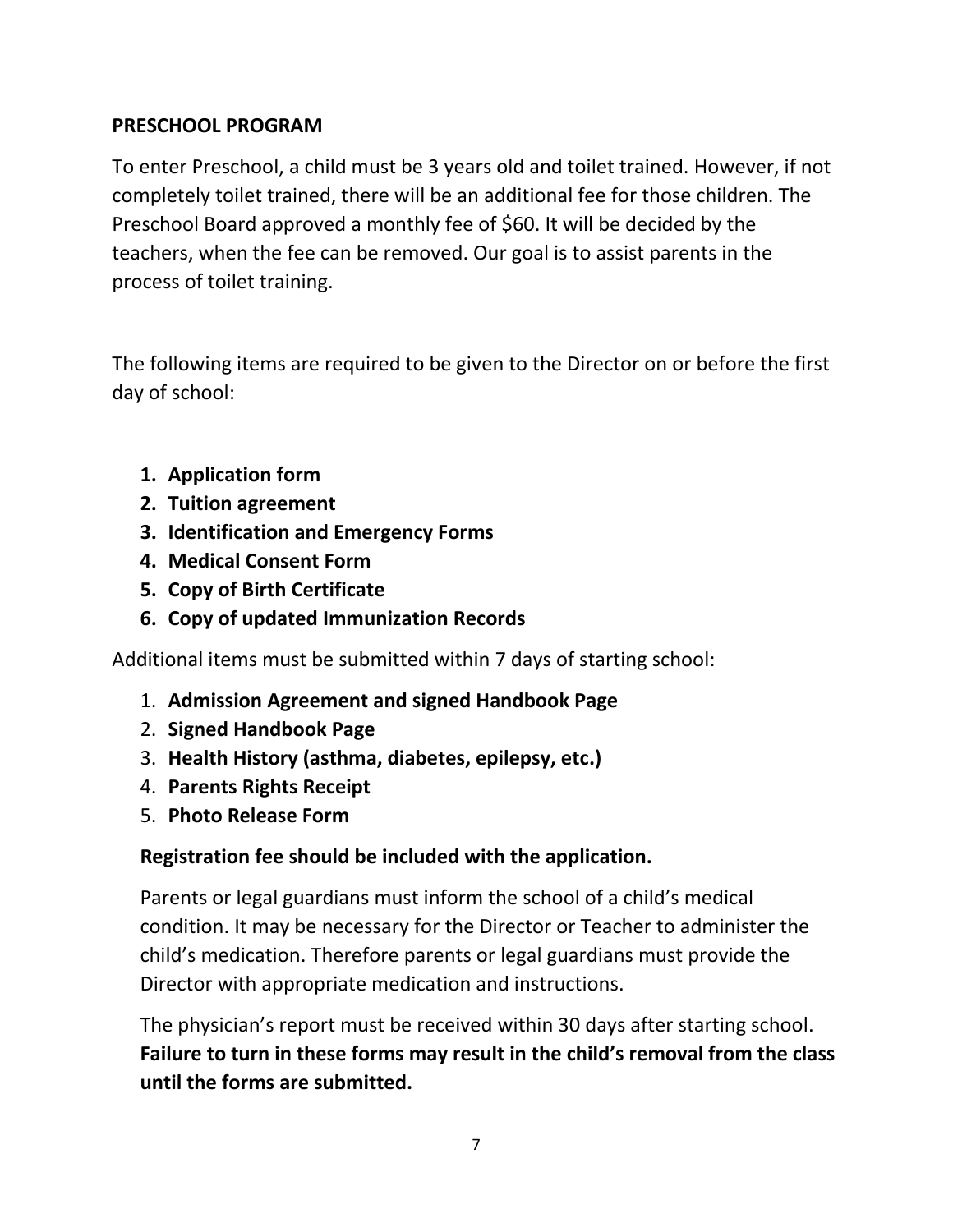## PRESCHOOL PROGRAM

To enter Preschool, a child must be 3 years old and toilet trained. However, if not completely toilet trained, there will be an additional fee for those children. The Preschool Board approved a monthly fee of $60. It will be decided by the teachers, when the fee can be removed. Our goal is to assist parents in the process of toilet training.

The following items are required to be given to the Director on or before the first day of school:

1. **Application form**
2. **Tuition agreement**
3. **Identification and Emergency Forms**
4. **Medical Consent Form**
5. **Copy of Birth Certificate**
6. **Copy of updated Immunization Records**

Additional items must be submitted within 7 days of starting school:

1. **Admission Agreement and signed Handbook Page**
2. **Signed Handbook Page**
3. **Health History (asthma, diabetes, epilepsy, etc.)**
4. **Parents Rights Receipt**
5. **Photo Release Form**

**Registration fee should be included with the application.**

Parents or legal guardians must inform the school of a child's medical condition. It may be necessary for the Director or Teacher to administer the child's medication. Therefore parents or legal guardians must provide the Director with appropriate medication and instructions.

The physician's report must be received within 30 days after starting school. **Failure to turn in these forms may result in the child's removal from the class until the forms are submitted.**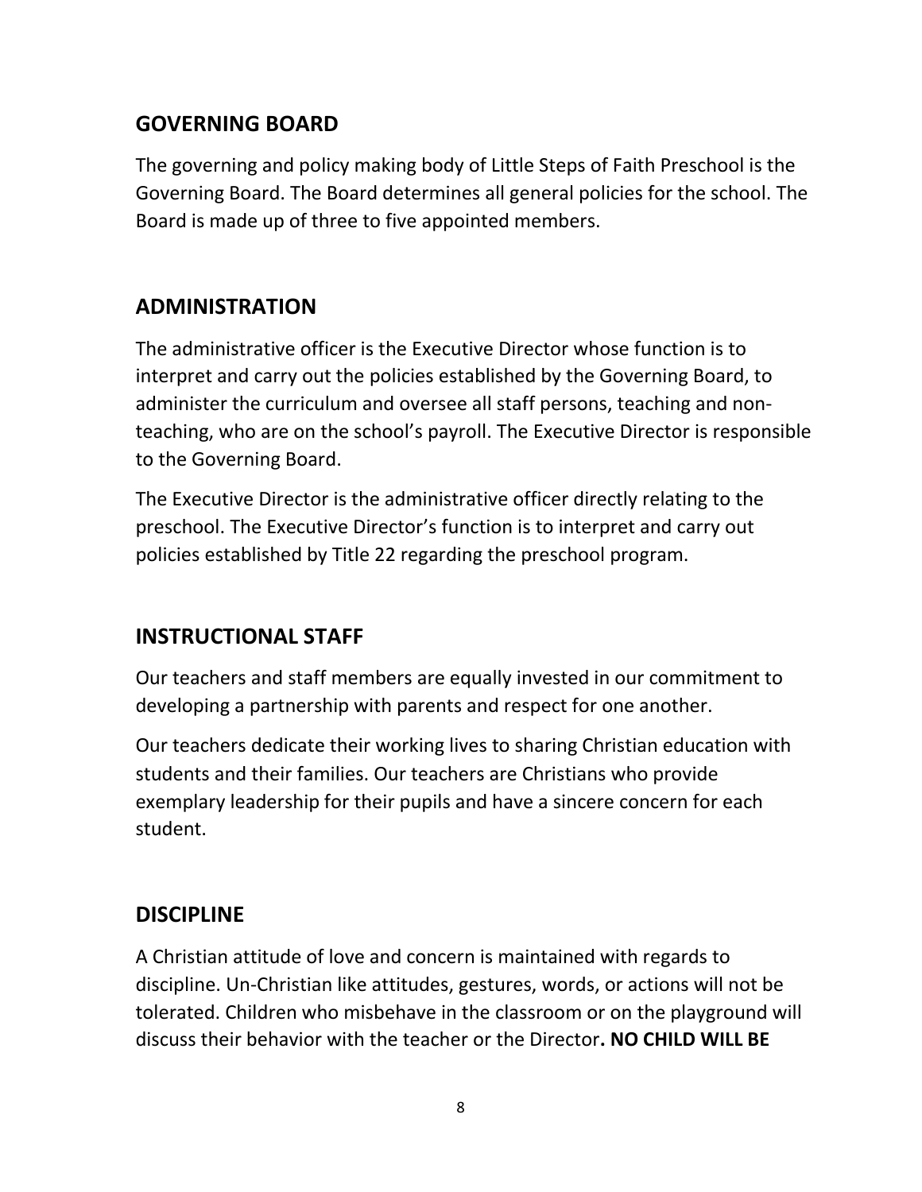## GOVERNING BOARD

The governing and policy making body of Little Steps of Faith Preschool is the Governing Board. The Board determines all general policies for the school. The Board is made up of three to five appointed members.

## ADMINISTRATION

The administrative officer is the Executive Director whose function is to interpret and carry out the policies established by the Governing Board, to administer the curriculum and oversee all staff persons, teaching and non-teaching, who are on the school's payroll. The Executive Director is responsible to the Governing Board.

The Executive Director is the administrative officer directly relating to the preschool. The Executive Director's function is to interpret and carry out policies established by Title 22 regarding the preschool program.

## INSTRUCTIONAL STAFF

Our teachers and staff members are equally invested in our commitment to developing a partnership with parents and respect for one another.

Our teachers dedicate their working lives to sharing Christian education with students and their families. Our teachers are Christians who provide exemplary leadership for their pupils and have a sincere concern for each student.

## DISCIPLINE

A Christian attitude of love and concern is maintained with regards to discipline. Un-Christian like attitudes, gestures, words, or actions will not be tolerated. Children who misbehave in the classroom or on the playground will discuss their behavior with the teacher or the Director**. NO CHILD WILL BE**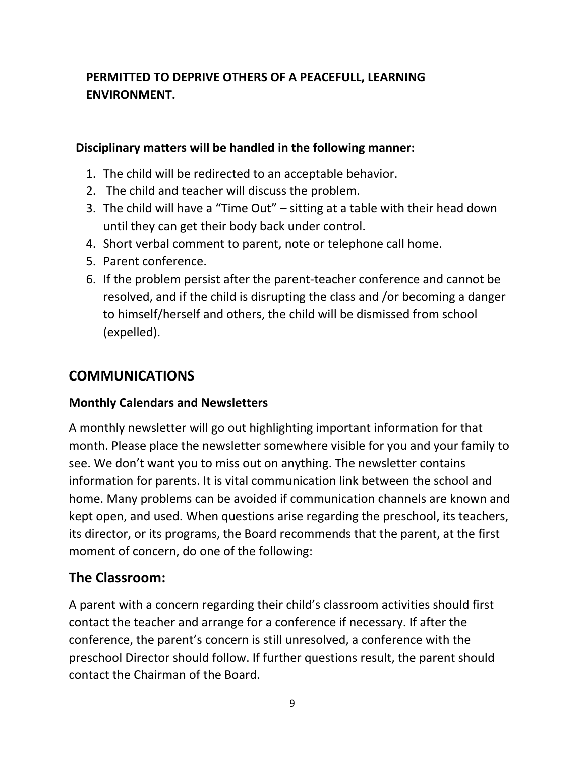**PERMITTED TO DEPRIVE OTHERS OF A PEACEFULL, LEARNING ENVIRONMENT.**

**Disciplinary matters will be handled in the following manner:**

1. The child will be redirected to an acceptable behavior.
2. The child and teacher will discuss the problem.
3. The child will have a "Time Out" – sitting at a table with their head down until they can get their body back under control.
4. Short verbal comment to parent, note or telephone call home.
5. Parent conference.
6. If the problem persist after the parent-teacher conference and cannot be resolved, and if the child is disrupting the class and /or becoming a danger to himself/herself and others, the child will be dismissed from school (expelled).

## COMMUNICATIONS

### Monthly Calendars and Newsletters

A monthly newsletter will go out highlighting important information for that month. Please place the newsletter somewhere visible for you and your family to see. We don't want you to miss out on anything. The newsletter contains information for parents. It is vital communication link between the school and home. Many problems can be avoided if communication channels are known and kept open, and used. When questions arise regarding the preschool, its teachers, its director, or its programs, the Board recommends that the parent, at the first moment of concern, do one of the following:

## The Classroom:

A parent with a concern regarding their child's classroom activities should first contact the teacher and arrange for a conference if necessary. If after the conference, the parent's concern is still unresolved, a conference with the preschool Director should follow. If further questions result, the parent should contact the Chairman of the Board.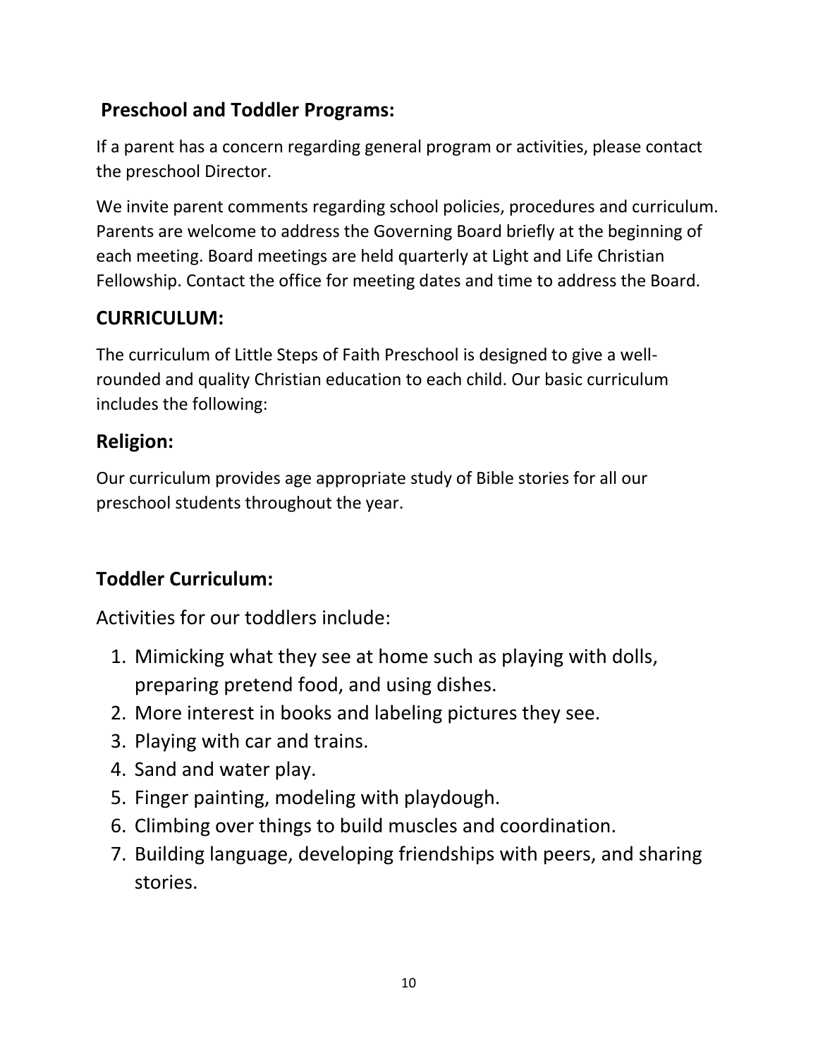## Preschool and Toddler Programs:

If a parent has a concern regarding general program or activities, please contact the preschool Director.

We invite parent comments regarding school policies, procedures and curriculum. Parents are welcome to address the Governing Board briefly at the beginning of each meeting. Board meetings are held quarterly at Light and Life Christian Fellowship. Contact the office for meeting dates and time to address the Board.

## CURRICULUM:

The curriculum of Little Steps of Faith Preschool is designed to give a well-rounded and quality Christian education to each child. Our basic curriculum includes the following:

## Religion:

Our curriculum provides age appropriate study of Bible stories for all our preschool students throughout the year.

## Toddler Curriculum:

Activities for our toddlers include:

1. Mimicking what they see at home such as playing with dolls, preparing pretend food, and using dishes.
2. More interest in books and labeling pictures they see.
3. Playing with car and trains.
4. Sand and water play.
5. Finger painting, modeling with playdough.
6. Climbing over things to build muscles and coordination.
7. Building language, developing friendships with peers, and sharing stories.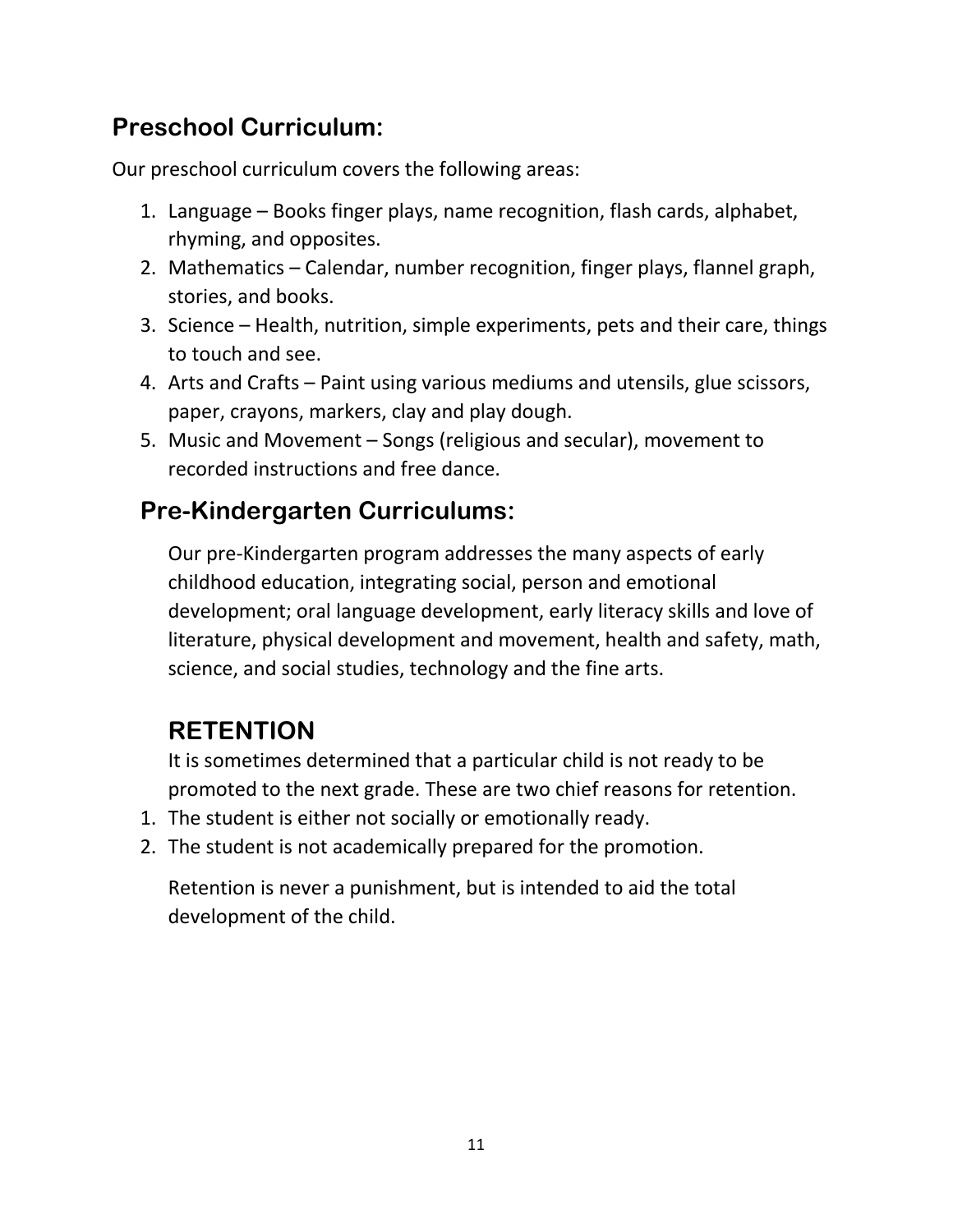## Preschool Curriculum:

Our preschool curriculum covers the following areas:

1. Language – Books finger plays, name recognition, flash cards, alphabet, rhyming, and opposites.
2. Mathematics – Calendar, number recognition, finger plays, flannel graph, stories, and books.
3. Science – Health, nutrition, simple experiments, pets and their care, things to touch and see.
4. Arts and Crafts – Paint using various mediums and utensils, glue scissors, paper, crayons, markers, clay and play dough.
5. Music and Movement – Songs (religious and secular), movement to recorded instructions and free dance.

## Pre-Kindergarten Curriculums:

Our pre-Kindergarten program addresses the many aspects of early childhood education, integrating social, person and emotional development; oral language development, early literacy skills and love of literature, physical development and movement, health and safety, math, science, and social studies, technology and the fine arts.

## RETENTION

It is sometimes determined that a particular child is not ready to be promoted to the next grade. These are two chief reasons for retention.

1. The student is either not socially or emotionally ready.
2. The student is not academically prepared for the promotion.

Retention is never a punishment, but is intended to aid the total development of the child.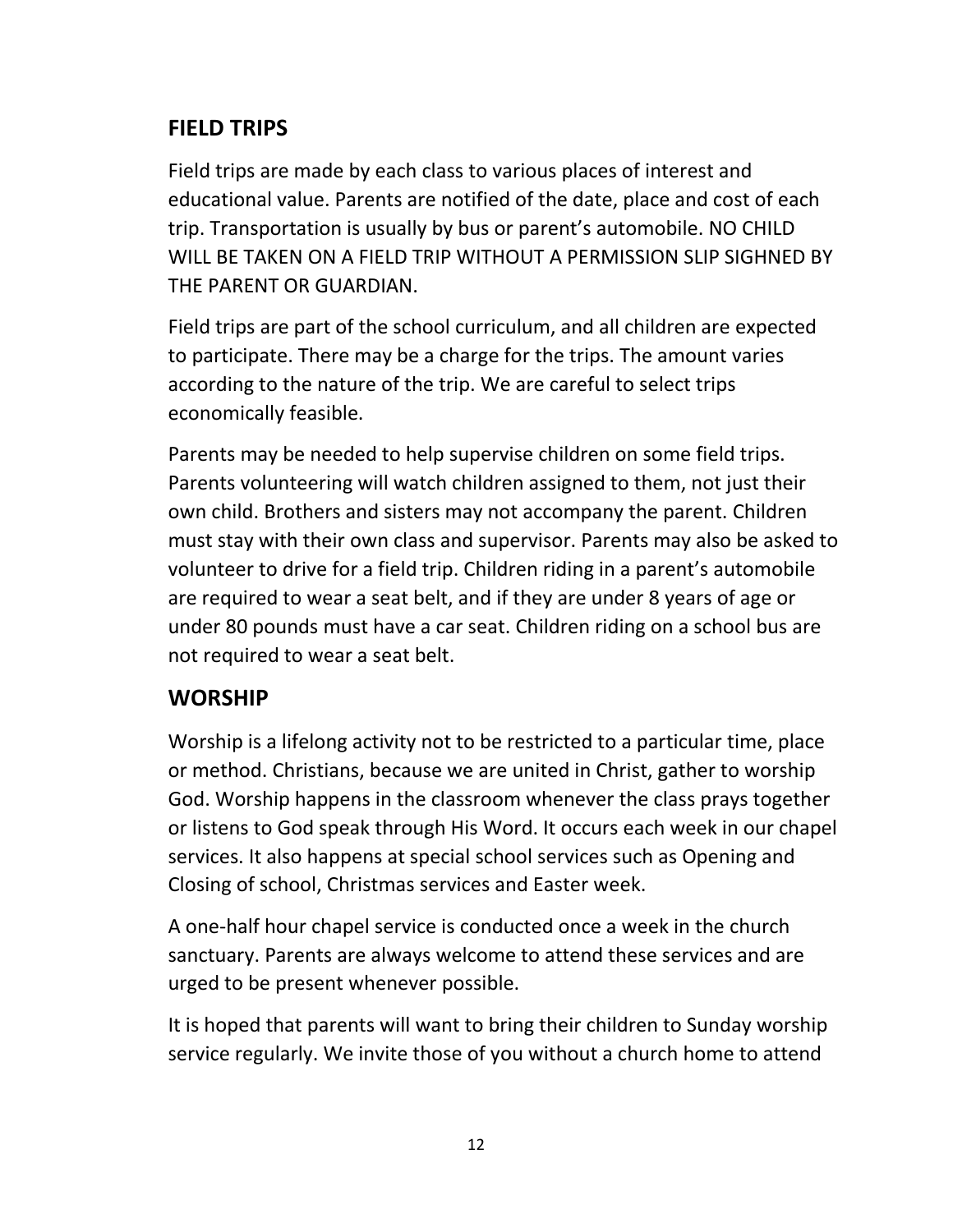## FIELD TRIPS

Field trips are made by each class to various places of interest and educational value. Parents are notified of the date, place and cost of each trip. Transportation is usually by bus or parent's automobile. NO CHILD WILL BE TAKEN ON A FIELD TRIP WITHOUT A PERMISSION SLIP SIGHNED BY THE PARENT OR GUARDIAN.

Field trips are part of the school curriculum, and all children are expected to participate. There may be a charge for the trips. The amount varies according to the nature of the trip. We are careful to select trips economically feasible.

Parents may be needed to help supervise children on some field trips. Parents volunteering will watch children assigned to them, not just their own child. Brothers and sisters may not accompany the parent. Children must stay with their own class and supervisor. Parents may also be asked to volunteer to drive for a field trip. Children riding in a parent's automobile are required to wear a seat belt, and if they are under 8 years of age or under 80 pounds must have a car seat. Children riding on a school bus are not required to wear a seat belt.

## WORSHIP

Worship is a lifelong activity not to be restricted to a particular time, place or method. Christians, because we are united in Christ, gather to worship God. Worship happens in the classroom whenever the class prays together or listens to God speak through His Word. It occurs each week in our chapel services. It also happens at special school services such as Opening and Closing of school, Christmas services and Easter week.

A one-half hour chapel service is conducted once a week in the church sanctuary. Parents are always welcome to attend these services and are urged to be present whenever possible.

It is hoped that parents will want to bring their children to Sunday worship service regularly. We invite those of you without a church home to attend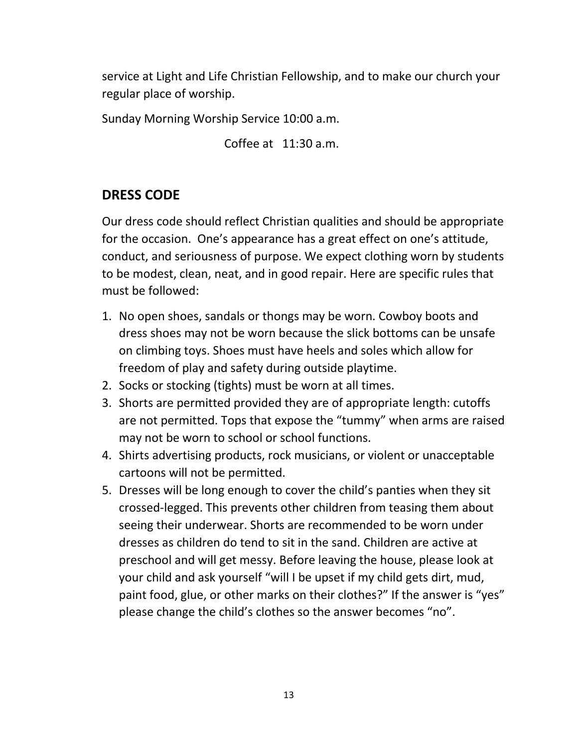service at Light and Life Christian Fellowship, and to make our church your regular place of worship.

Sunday Morning Worship Service 10:00 a.m.

Coffee at 11:30 a.m.

## DRESS CODE

Our dress code should reflect Christian qualities and should be appropriate for the occasion. One's appearance has a great effect on one's attitude, conduct, and seriousness of purpose. We expect clothing worn by students to be modest, clean, neat, and in good repair. Here are specific rules that must be followed:

1. No open shoes, sandals or thongs may be worn. Cowboy boots and dress shoes may not be worn because the slick bottoms can be unsafe on climbing toys. Shoes must have heels and soles which allow for freedom of play and safety during outside playtime.
2. Socks or stocking (tights) must be worn at all times.
3. Shorts are permitted provided they are of appropriate length: cutoffs are not permitted. Tops that expose the "tummy" when arms are raised may not be worn to school or school functions.
4. Shirts advertising products, rock musicians, or violent or unacceptable cartoons will not be permitted.
5. Dresses will be long enough to cover the child's panties when they sit crossed-legged. This prevents other children from teasing them about seeing their underwear. Shorts are recommended to be worn under dresses as children do tend to sit in the sand. Children are active at preschool and will get messy. Before leaving the house, please look at your child and ask yourself "will I be upset if my child gets dirt, mud, paint food, glue, or other marks on their clothes?" If the answer is "yes" please change the child's clothes so the answer becomes "no".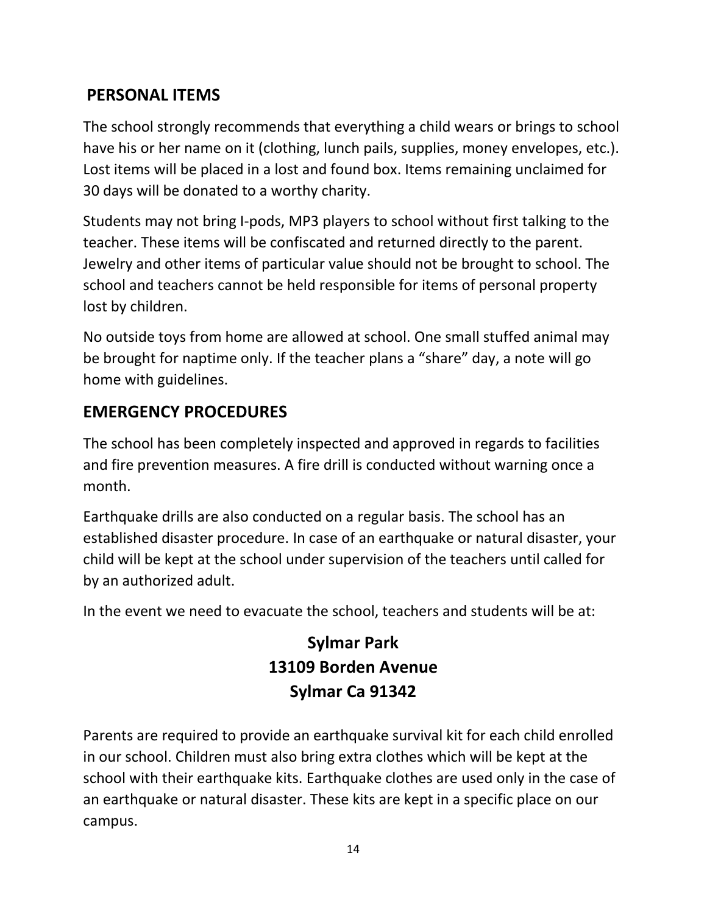## PERSONAL ITEMS

The school strongly recommends that everything a child wears or brings to school have his or her name on it (clothing, lunch pails, supplies, money envelopes, etc.). Lost items will be placed in a lost and found box. Items remaining unclaimed for 30 days will be donated to a worthy charity.

Students may not bring I-pods, MP3 players to school without first talking to the teacher. These items will be confiscated and returned directly to the parent. Jewelry and other items of particular value should not be brought to school. The school and teachers cannot be held responsible for items of personal property lost by children.

No outside toys from home are allowed at school. One small stuffed animal may be brought for naptime only. If the teacher plans a "share" day, a note will go home with guidelines.

## EMERGENCY PROCEDURES

The school has been completely inspected and approved in regards to facilities and fire prevention measures. A fire drill is conducted without warning once a month.

Earthquake drills are also conducted on a regular basis. The school has an established disaster procedure. In case of an earthquake or natural disaster, your child will be kept at the school under supervision of the teachers until called for by an authorized adult.

In the event we need to evacuate the school, teachers and students will be at:

**Sylmar Park**
**13109 Borden Avenue**
**Sylmar Ca 91342**

Parents are required to provide an earthquake survival kit for each child enrolled in our school. Children must also bring extra clothes which will be kept at the school with their earthquake kits. Earthquake clothes are used only in the case of an earthquake or natural disaster. These kits are kept in a specific place on our campus.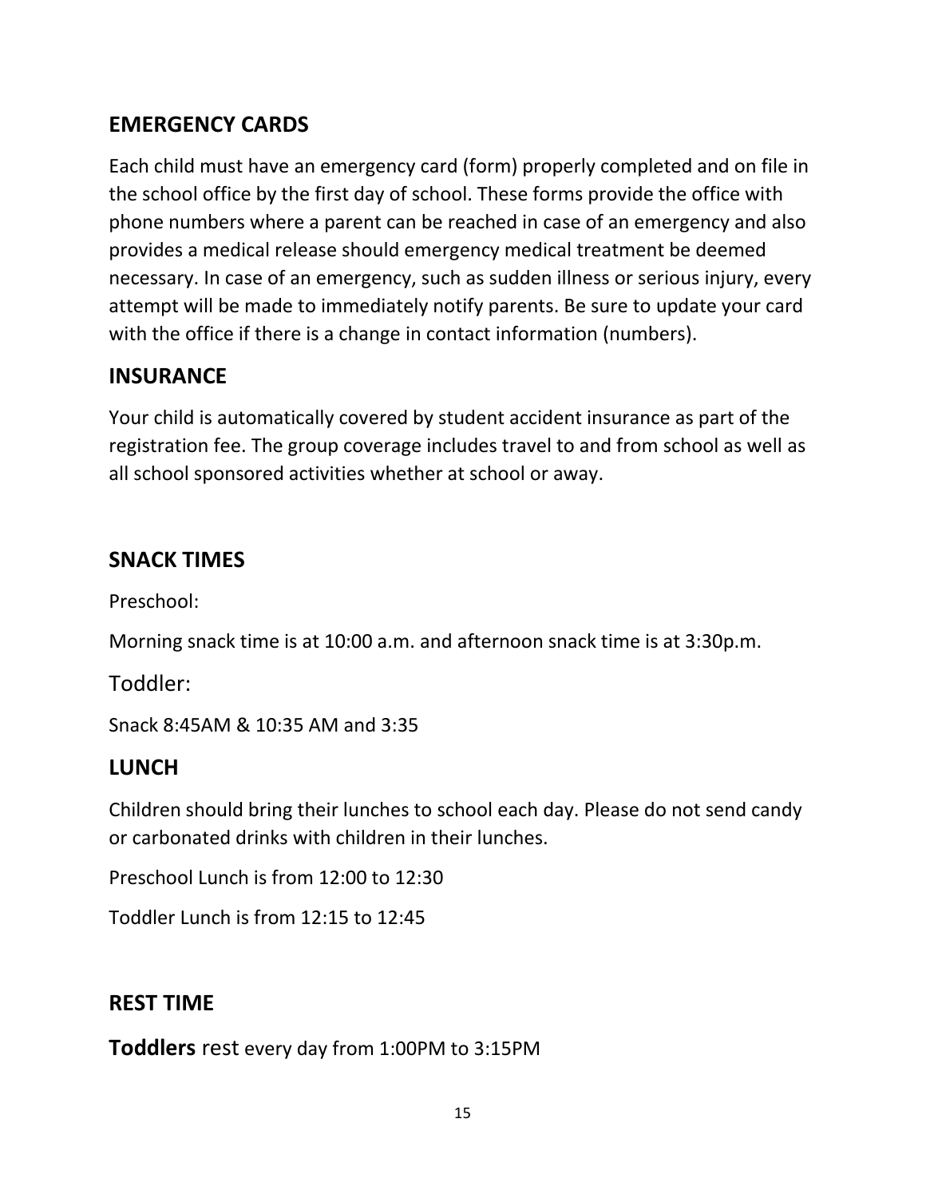## EMERGENCY CARDS

Each child must have an emergency card (form) properly completed and on file in the school office by the first day of school. These forms provide the office with phone numbers where a parent can be reached in case of an emergency and also provides a medical release should emergency medical treatment be deemed necessary. In case of an emergency, such as sudden illness or serious injury, every attempt will be made to immediately notify parents. Be sure to update your card with the office if there is a change in contact information (numbers).

## INSURANCE

Your child is automatically covered by student accident insurance as part of the registration fee. The group coverage includes travel to and from school as well as all school sponsored activities whether at school or away.

## SNACK TIMES

Preschool:

Morning snack time is at 10:00 a.m. and afternoon snack time is at 3:30p.m.

Toddler:

Snack 8:45AM & 10:35 AM and 3:35

## LUNCH

Children should bring their lunches to school each day. Please do not send candy or carbonated drinks with children in their lunches.

Preschool Lunch is from 12:00 to 12:30

Toddler Lunch is from 12:15 to 12:45

## REST TIME

**Toddlers** rest every day from 1:00PM to 3:15PM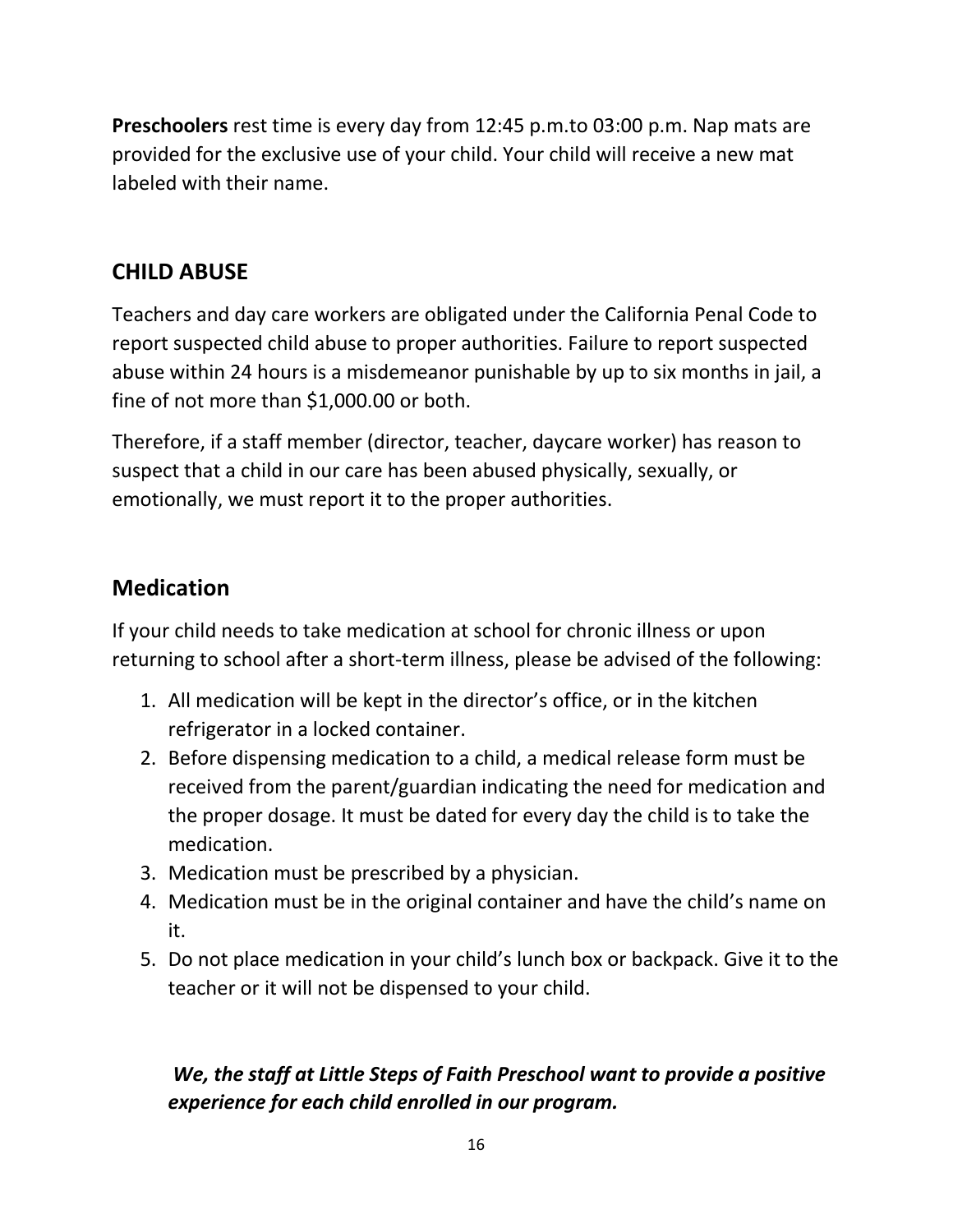**Preschoolers** rest time is every day from 12:45 p.m.to 03:00 p.m. Nap mats are provided for the exclusive use of your child. Your child will receive a new mat labeled with their name.

## CHILD ABUSE

Teachers and day care workers are obligated under the California Penal Code to report suspected child abuse to proper authorities. Failure to report suspected abuse within 24 hours is a misdemeanor punishable by up to six months in jail, a fine of not more than $1,000.00 or both.

Therefore, if a staff member (director, teacher, daycare worker) has reason to suspect that a child in our care has been abused physically, sexually, or emotionally, we must report it to the proper authorities.

## Medication

If your child needs to take medication at school for chronic illness or upon returning to school after a short-term illness, please be advised of the following:

1. All medication will be kept in the director's office, or in the kitchen refrigerator in a locked container.
2. Before dispensing medication to a child, a medical release form must be received from the parent/guardian indicating the need for medication and the proper dosage. It must be dated for every day the child is to take the medication.
3. Medication must be prescribed by a physician.
4. Medication must be in the original container and have the child's name on it.
5. Do not place medication in your child's lunch box or backpack. Give it to the teacher or it will not be dispensed to your child.

***We, the staff at Little Steps of Faith Preschool want to provide a positive experience for each child enrolled in our program.***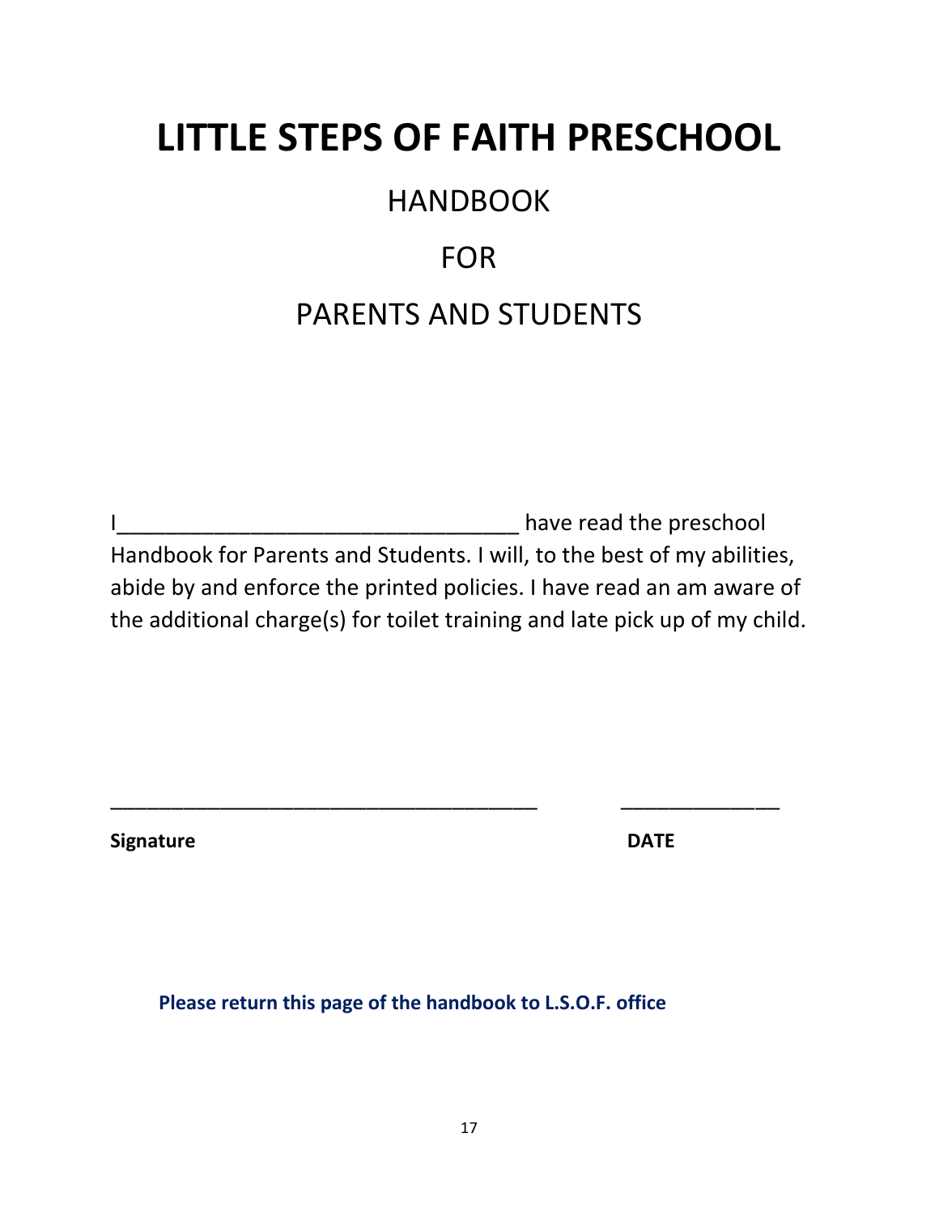# LITTLE STEPS OF FAITH PRESCHOOL

## HANDBOOK

## FOR

## PARENTS AND STUDENTS

I__________________________________ have read the preschool Handbook for Parents and Students. I will, to the best of my abilities, abide by and enforce the printed policies. I have read an am aware of the additional charge(s) for toilet training and late pick up of my child.

______________________________________ ______________

**Signature** **DATE**

**Please return this page of the handbook to L.S.O.F. office**